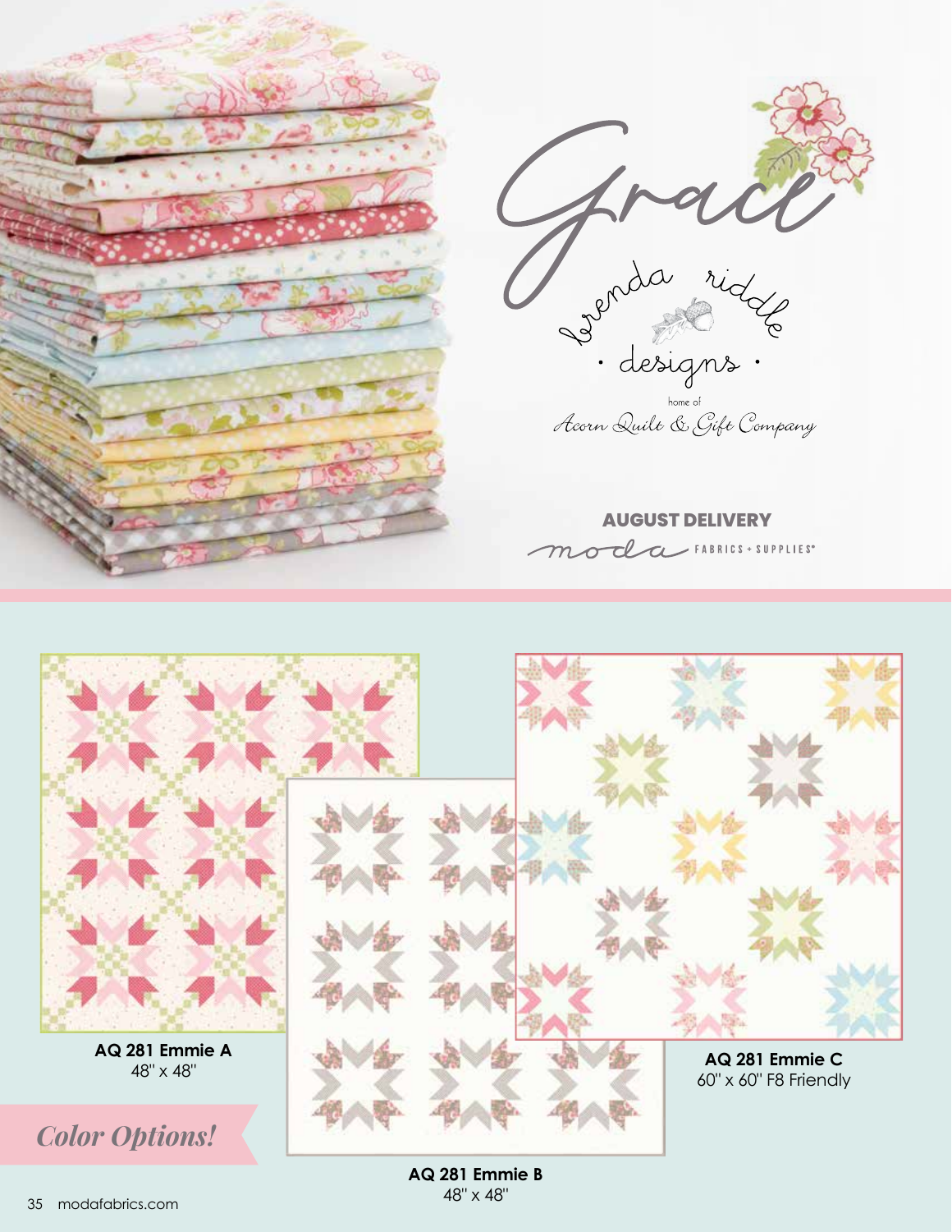# Grace

brenda riddle

· designs ·

home of

Acorn Quilt & Gift Company

**AUGUST DELIVERY**

moda FABRICS + SUPPLIES®

**AQ 281 Emmie A**
48" x 48"

**AQ 281 Emmie B**
48" x 48"

**AQ 281 Emmie C**
60" x 60" F8 Friendly

*Color Options!*

modafabrics.com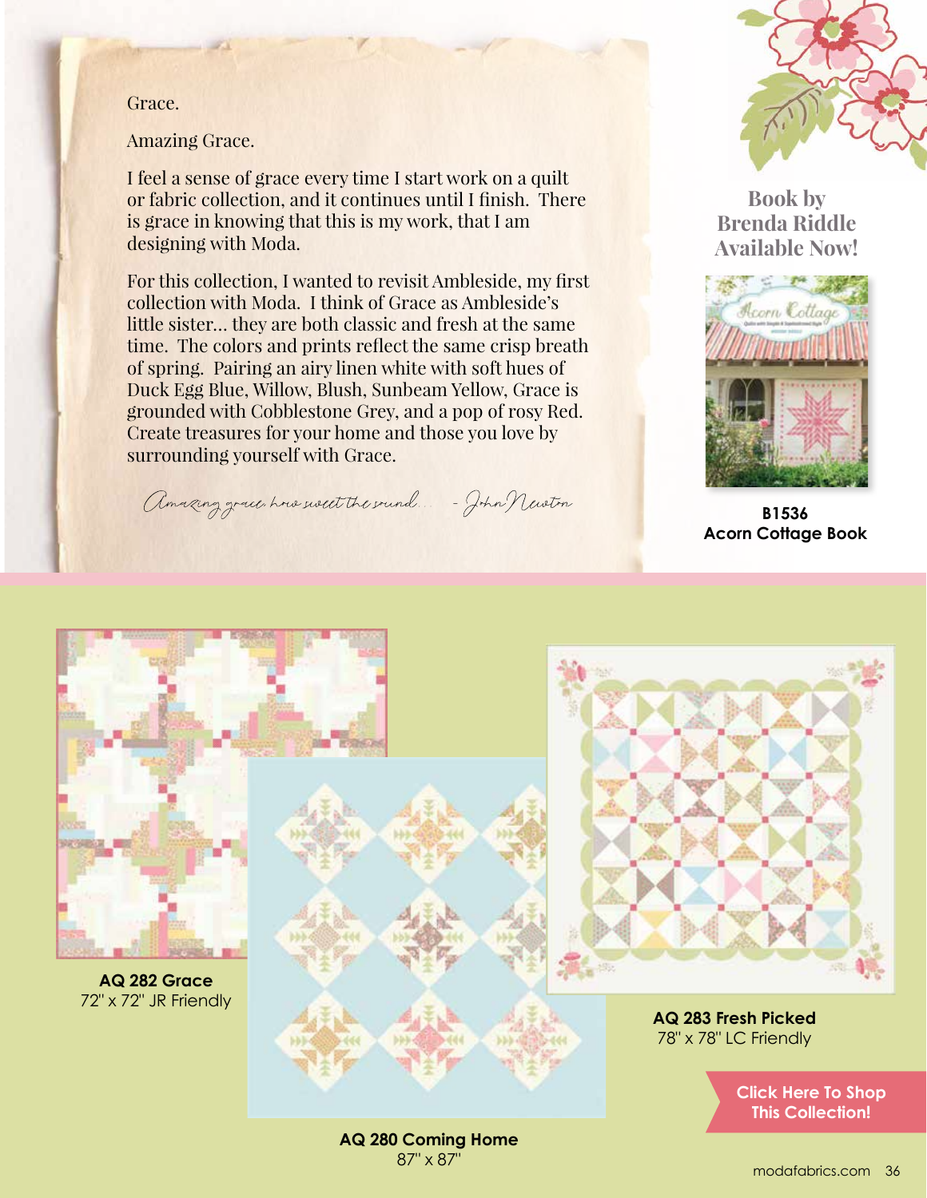Grace.

Amazing Grace.

I feel a sense of grace every time I start work on a quilt or fabric collection, and it continues until I finish. There is grace in knowing that this is my work, that I am designing with Moda.

For this collection, I wanted to revisit Ambleside, my first collection with Moda. I think of Grace as Ambleside's little sister... they are both classic and fresh at the same time. The colors and prints reflect the same crisp breath of spring. Pairing an airy linen white with soft hues of Duck Egg Blue, Willow, Blush, Sunbeam Yellow, Grace is grounded with Cobblestone Grey, and a pop of rosy Red. Create treasures for your home and those you love by surrounding yourself with Grace.

*Amazing grace, how sweet the sound... - John Newton*

## Book by Brenda Riddle Available Now!

**B1536**
**Acorn Cottage Book**

**AQ 282 Grace**
72" x 72" JR Friendly

**AQ 280 Coming Home**
87" x 87"

**AQ 283 Fresh Picked**
78" x 78" LC Friendly

**Click Here To Shop This Collection!**

modafabrics.com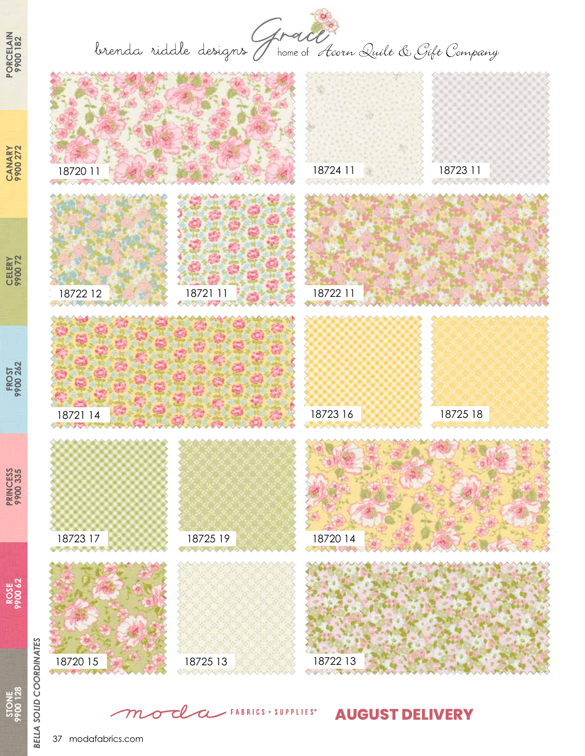brenda riddle designs **Grace** home of Acorn Quilt & Gift Company

18720 11

18724 11

18723 11

18722 12

18721 11

18722 11

18721 14

18723 16

18725 18

18723 17

18725 19

18720 14

18720 15

18725 13

18722 13

*BELLA SOLID COORDINATES*

- PORCELAIN 9900 182
- CANARY 9900 272
- CELERY 9900 72
- FROST 9900 262
- PRINCESS 9900 335
- ROSE 9900 62
- STONE 9900 128

moda FABRICS + SUPPLIES®

**AUGUST DELIVERY**

modafabrics.com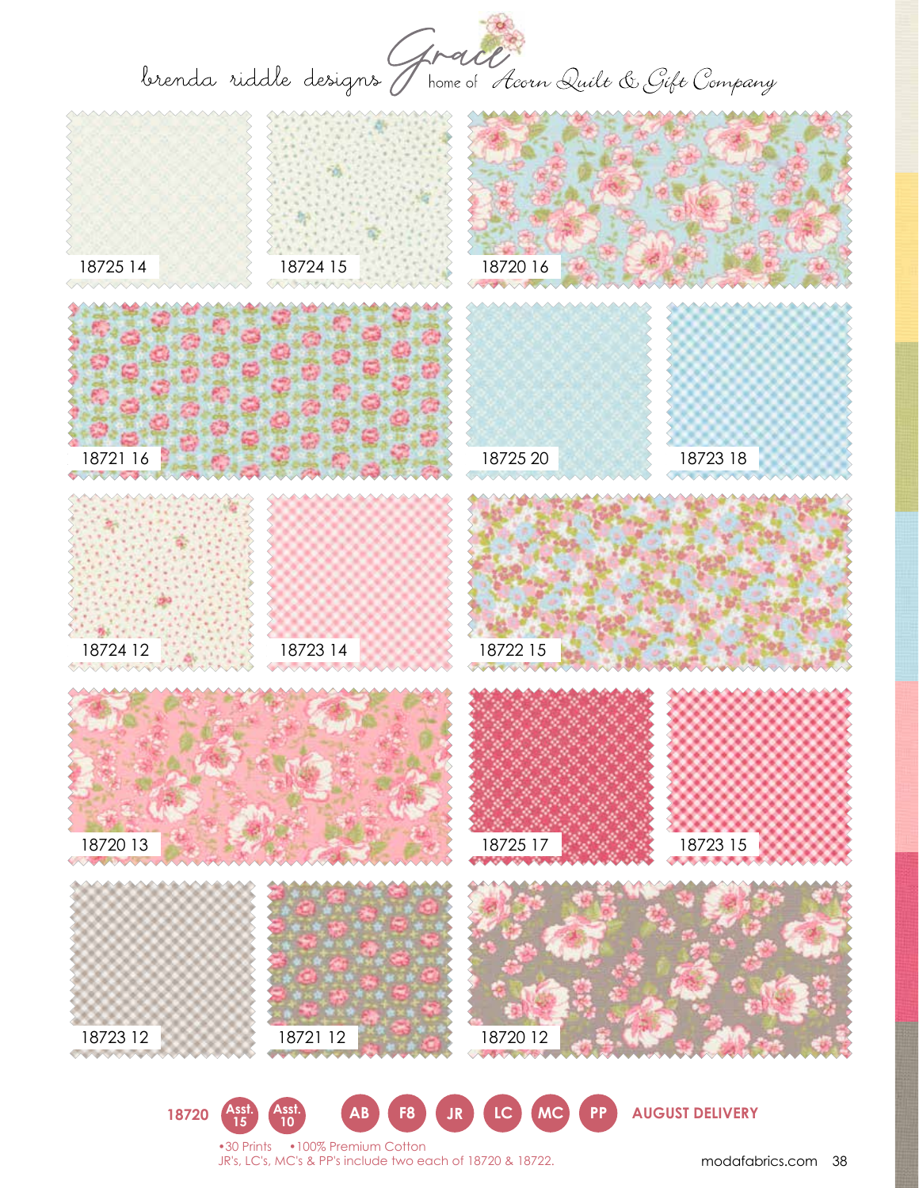brenda riddle designs Grace home of Acorn Quilt & Gift Company

18725 14

18724 15

18720 16

18721 16

18725 20

18723 18

18724 12

18723 14

18722 15

18720 13

18725 17

18723 15

18723 12

18721 12

18720 12

**18720** Asst. 15 Asst. 10 AB F8 JR LC MC PP **AUGUST DELIVERY**

•30 Prints •100% Premium Cotton

JR's, LC's, MC's & PP's include two each of 18720 & 18722.

modafabrics.com